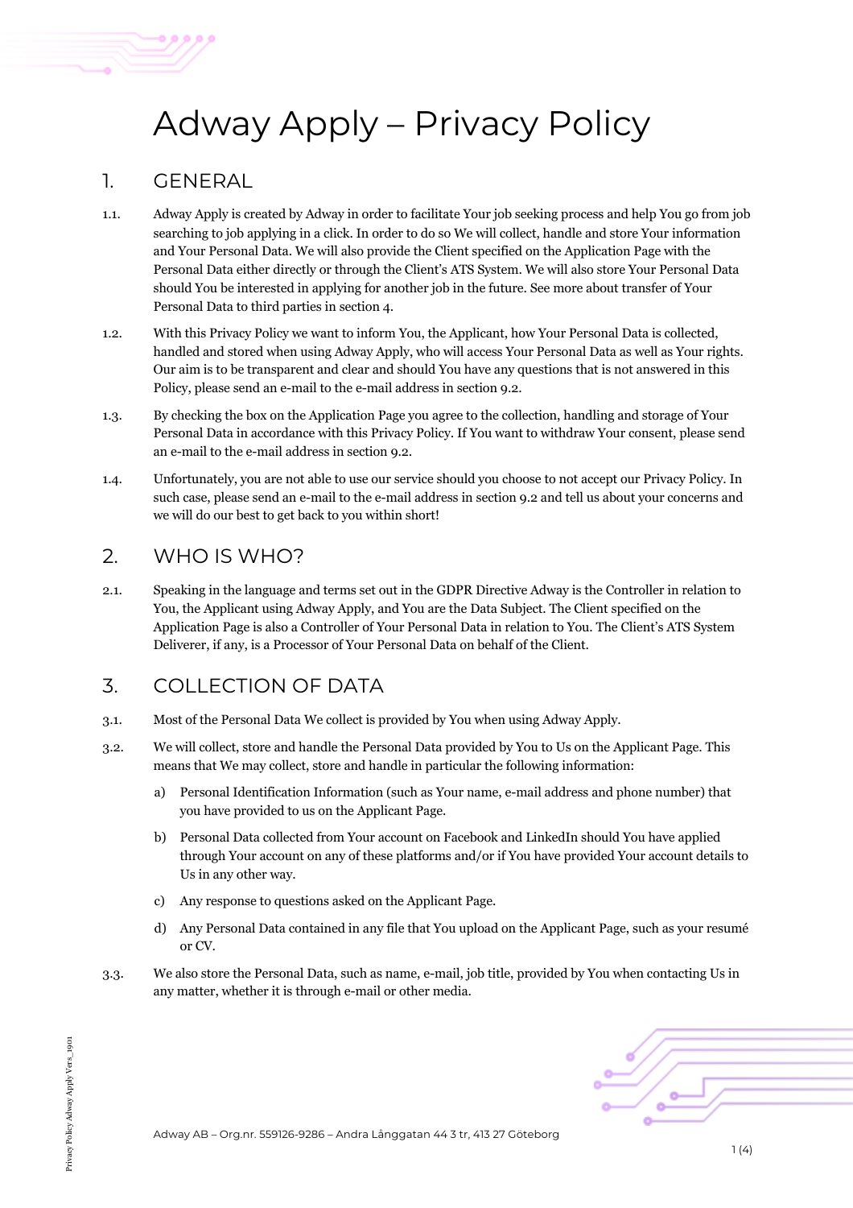# Adway Apply – Privacy Policy

## 1. GENERAL

1.1. Adway Apply is created by Adway in order to facilitate Your job seeking process and help You go from job searching to job applying in a click. In order to do so We will collect, handle and store Your information and Your Personal Data. We will also provide the Client specified on the Application Page with the Personal Data either directly or through the Client's ATS System. We will also store Your Personal Data should You be interested in applying for another job in the future. See more about transfer of Your Personal Data to third parties in section 4.

1.2. With this Privacy Policy we want to inform You, the Applicant, how Your Personal Data is collected, handled and stored when using Adway Apply, who will access Your Personal Data as well as Your rights. Our aim is to be transparent and clear and should You have any questions that is not answered in this Policy, please send an e-mail to the e-mail address in section 9.2.

1.3. By checking the box on the Application Page you agree to the collection, handling and storage of Your Personal Data in accordance with this Privacy Policy. If You want to withdraw Your consent, please send an e-mail to the e-mail address in section 9.2.

1.4. Unfortunately, you are not able to use our service should you choose to not accept our Privacy Policy. In such case, please send an e-mail to the e-mail address in section 9.2 and tell us about your concerns and we will do our best to get back to you within short!

## 2. WHO IS WHO?

2.1. Speaking in the language and terms set out in the GDPR Directive Adway is the Controller in relation to You, the Applicant using Adway Apply, and You are the Data Subject. The Client specified on the Application Page is also a Controller of Your Personal Data in relation to You. The Client's ATS System Deliverer, if any, is a Processor of Your Personal Data on behalf of the Client.

## 3. COLLECTION OF DATA

3.1. Most of the Personal Data We collect is provided by You when using Adway Apply.

3.2. We will collect, store and handle the Personal Data provided by You to Us on the Applicant Page. This means that We may collect, store and handle in particular the following information:

a) Personal Identification Information (such as Your name, e-mail address and phone number) that you have provided to us on the Applicant Page.

b) Personal Data collected from Your account on Facebook and LinkedIn should You have applied through Your account on any of these platforms and/or if You have provided Your account details to Us in any other way.

c) Any response to questions asked on the Applicant Page.

d) Any Personal Data contained in any file that You upload on the Applicant Page, such as your resumé or CV.

3.3. We also store the Personal Data, such as name, e-mail, job title, provided by You when contacting Us in any matter, whether it is through e-mail or other media.

Adway AB – Org.nr. 559126-9286 – Andra Långgatan 44 3 tr, 413 27 Göteborg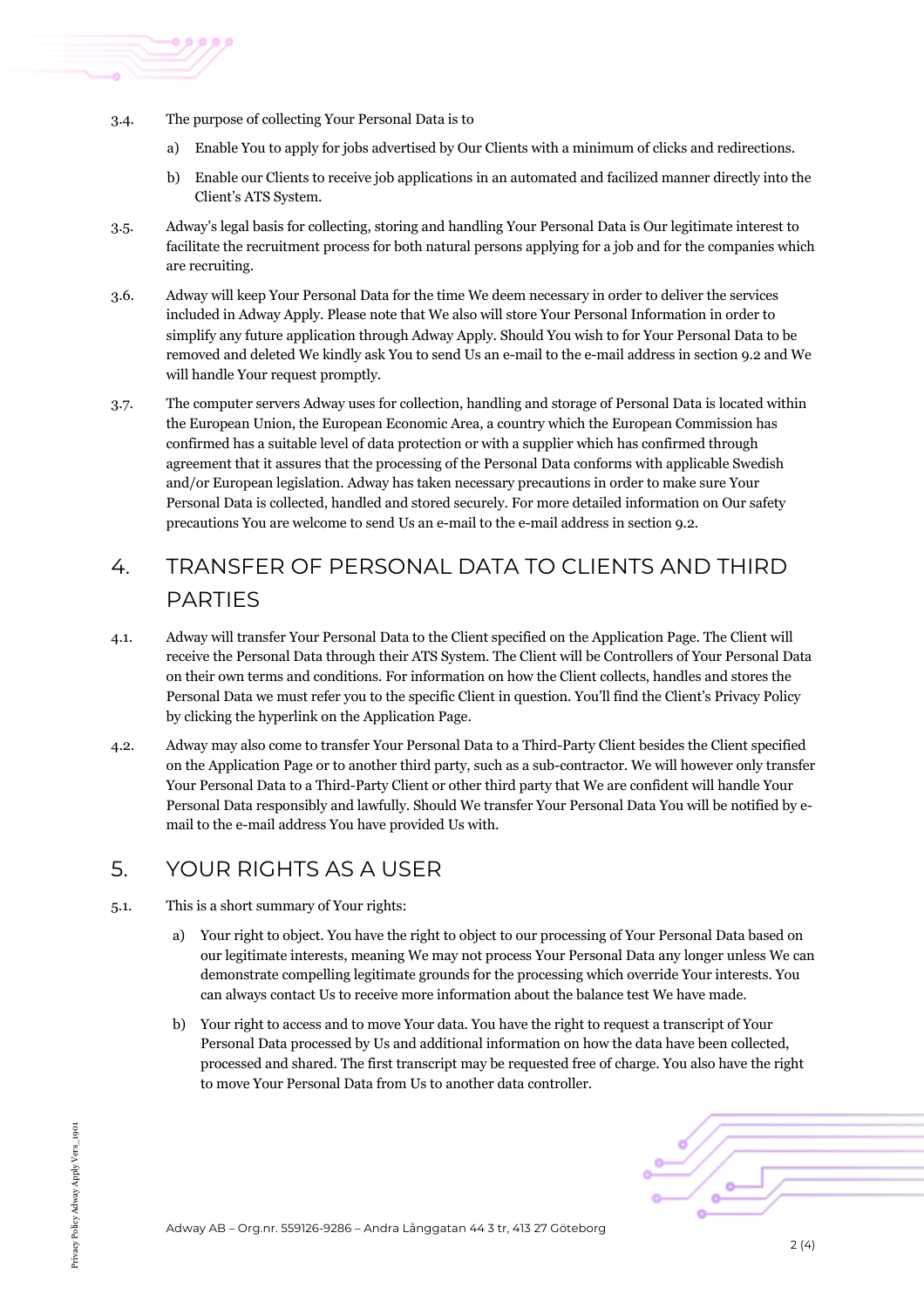3.4. The purpose of collecting Your Personal Data is to

a) Enable You to apply for jobs advertised by Our Clients with a minimum of clicks and redirections.

b) Enable our Clients to receive job applications in an automated and facilized manner directly into the Client's ATS System.

3.5. Adway's legal basis for collecting, storing and handling Your Personal Data is Our legitimate interest to facilitate the recruitment process for both natural persons applying for a job and for the companies which are recruiting.

3.6. Adway will keep Your Personal Data for the time We deem necessary in order to deliver the services included in Adway Apply. Please note that We also will store Your Personal Information in order to simplify any future application through Adway Apply. Should You wish to for Your Personal Data to be removed and deleted We kindly ask You to send Us an e-mail to the e-mail address in section 9.2 and We will handle Your request promptly.

3.7. The computer servers Adway uses for collection, handling and storage of Personal Data is located within the European Union, the European Economic Area, a country which the European Commission has confirmed has a suitable level of data protection or with a supplier which has confirmed through agreement that it assures that the processing of the Personal Data conforms with applicable Swedish and/or European legislation. Adway has taken necessary precautions in order to make sure Your Personal Data is collected, handled and stored securely. For more detailed information on Our safety precautions You are welcome to send Us an e-mail to the e-mail address in section 9.2.

## 4. TRANSFER OF PERSONAL DATA TO CLIENTS AND THIRD PARTIES

4.1. Adway will transfer Your Personal Data to the Client specified on the Application Page. The Client will receive the Personal Data through their ATS System. The Client will be Controllers of Your Personal Data on their own terms and conditions. For information on how the Client collects, handles and stores the Personal Data we must refer you to the specific Client in question. You'll find the Client's Privacy Policy by clicking the hyperlink on the Application Page.

4.2. Adway may also come to transfer Your Personal Data to a Third-Party Client besides the Client specified on the Application Page or to another third party, such as a sub-contractor. We will however only transfer Your Personal Data to a Third-Party Client or other third party that We are confident will handle Your Personal Data responsibly and lawfully. Should We transfer Your Personal Data You will be notified by e-mail to the e-mail address You have provided Us with.

## 5. YOUR RIGHTS AS A USER

5.1. This is a short summary of Your rights:

a) Your right to object. You have the right to object to our processing of Your Personal Data based on our legitimate interests, meaning We may not process Your Personal Data any longer unless We can demonstrate compelling legitimate grounds for the processing which override Your interests. You can always contact Us to receive more information about the balance test We have made.

b) Your right to access and to move Your data. You have the right to request a transcript of Your Personal Data processed by Us and additional information on how the data have been collected, processed and shared. The first transcript may be requested free of charge. You also have the right to move Your Personal Data from Us to another data controller.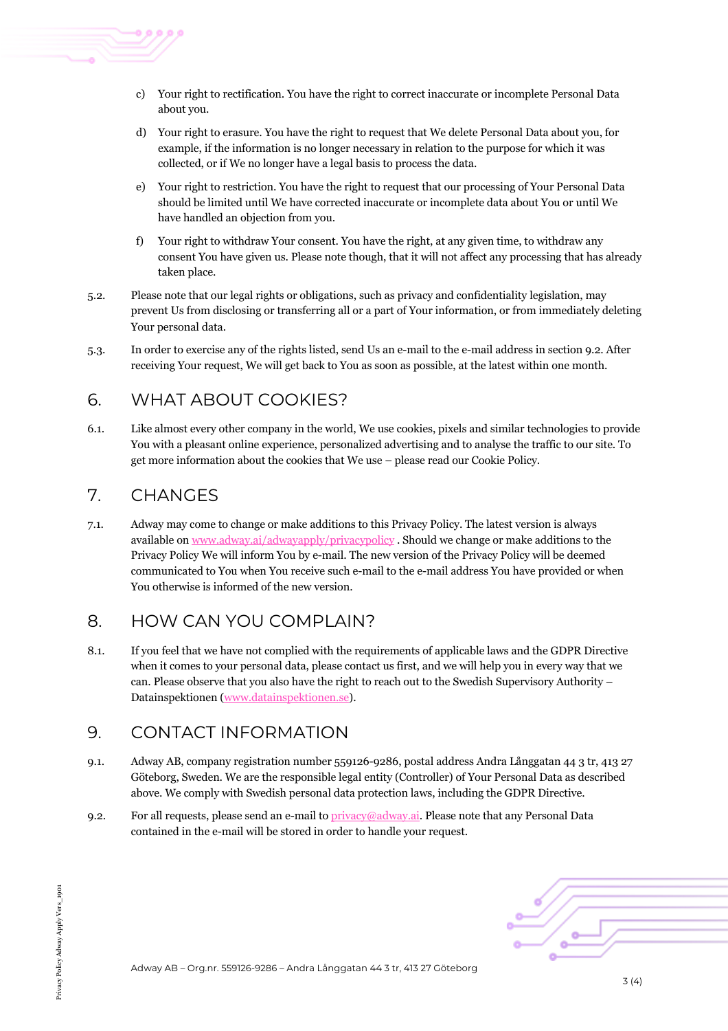c) Your right to rectification. You have the right to correct inaccurate or incomplete Personal Data about you.

d) Your right to erasure. You have the right to request that We delete Personal Data about you, for example, if the information is no longer necessary in relation to the purpose for which it was collected, or if We no longer have a legal basis to process the data.

e) Your right to restriction. You have the right to request that our processing of Your Personal Data should be limited until We have corrected inaccurate or incomplete data about You or until We have handled an objection from you.

f) Your right to withdraw Your consent. You have the right, at any given time, to withdraw any consent You have given us. Please note though, that it will not affect any processing that has already taken place.

5.2. Please note that our legal rights or obligations, such as privacy and confidentiality legislation, may prevent Us from disclosing or transferring all or a part of Your information, or from immediately deleting Your personal data.

5.3. In order to exercise any of the rights listed, send Us an e-mail to the e-mail address in section 9.2. After receiving Your request, We will get back to You as soon as possible, at the latest within one month.

## 6. WHAT ABOUT COOKIES?

6.1. Like almost every other company in the world, We use cookies, pixels and similar technologies to provide You with a pleasant online experience, personalized advertising and to analyse the traffic to our site. To get more information about the cookies that We use – please read our Cookie Policy.

## 7. CHANGES

7.1. Adway may come to change or make additions to this Privacy Policy. The latest version is always available on [www.adway.ai/adwayapply/privacypolicy](www.adway.ai/adwayapply/privacypolicy) . Should we change or make additions to the Privacy Policy We will inform You by e-mail. The new version of the Privacy Policy will be deemed communicated to You when You receive such e-mail to the e-mail address You have provided or when You otherwise is informed of the new version.

## 8. HOW CAN YOU COMPLAIN?

8.1. If you feel that we have not complied with the requirements of applicable laws and the GDPR Directive when it comes to your personal data, please contact us first, and we will help you in every way that we can. Please observe that you also have the right to reach out to the Swedish Supervisory Authority – Datainspektionen ([www.datainspektionen.se](www.datainspektionen.se)).

## 9. CONTACT INFORMATION

9.1. Adway AB, company registration number 559126-9286, postal address Andra Långgatan 44 3 tr, 413 27 Göteborg, Sweden. We are the responsible legal entity (Controller) of Your Personal Data as described above. We comply with Swedish personal data protection laws, including the GDPR Directive.

9.2. For all requests, please send an e-mail to [privacy@adway.ai](mailto:privacy@adway.ai). Please note that any Personal Data contained in the e-mail will be stored in order to handle your request.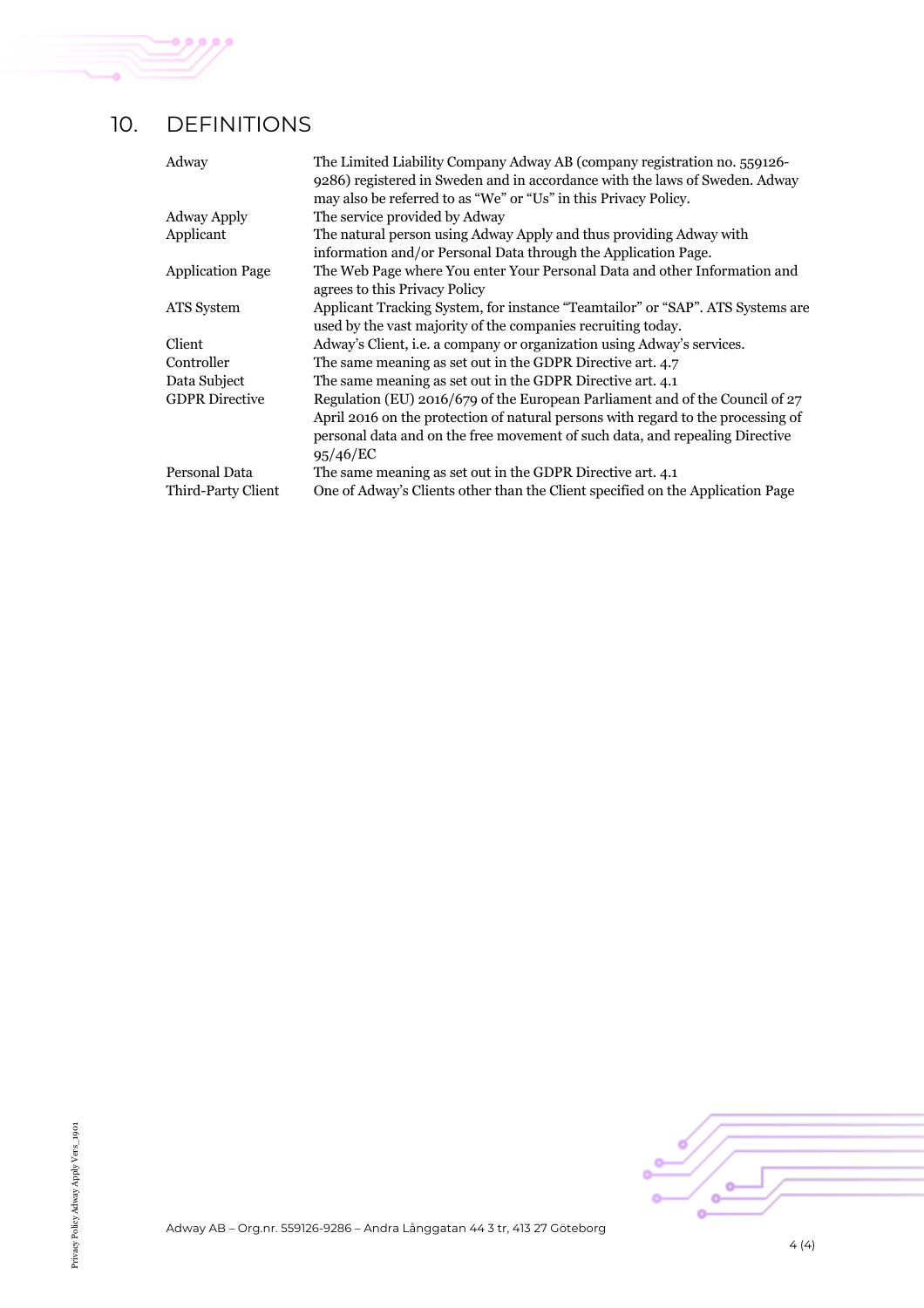## 10. DEFINITIONS

| | |
|---|---|
| Adway | The Limited Liability Company Adway AB (company registration no. 559126-9286) registered in Sweden and in accordance with the laws of Sweden. Adway may also be referred to as "We" or "Us" in this Privacy Policy. |
| Adway Apply | The service provided by Adway |
| Applicant | The natural person using Adway Apply and thus providing Adway with information and/or Personal Data through the Application Page. |
| Application Page | The Web Page where You enter Your Personal Data and other Information and agrees to this Privacy Policy |
| ATS System | Applicant Tracking System, for instance "Teamtailor" or "SAP". ATS Systems are used by the vast majority of the companies recruiting today. |
| Client | Adway's Client, i.e. a company or organization using Adway's services. |
| Controller | The same meaning as set out in the GDPR Directive art. 4.7 |
| Data Subject | The same meaning as set out in the GDPR Directive art. 4.1 |
| GDPR Directive | Regulation (EU) 2016/679 of the European Parliament and of the Council of 27 April 2016 on the protection of natural persons with regard to the processing of personal data and on the free movement of such data, and repealing Directive 95/46/EC |
| Personal Data | The same meaning as set out in the GDPR Directive art. 4.1 |
| Third-Party Client | One of Adway's Clients other than the Client specified on the Application Page |

Adway AB – Org.nr. 559126-9286 – Andra Långgatan 44 3 tr, 413 27 Göteborg